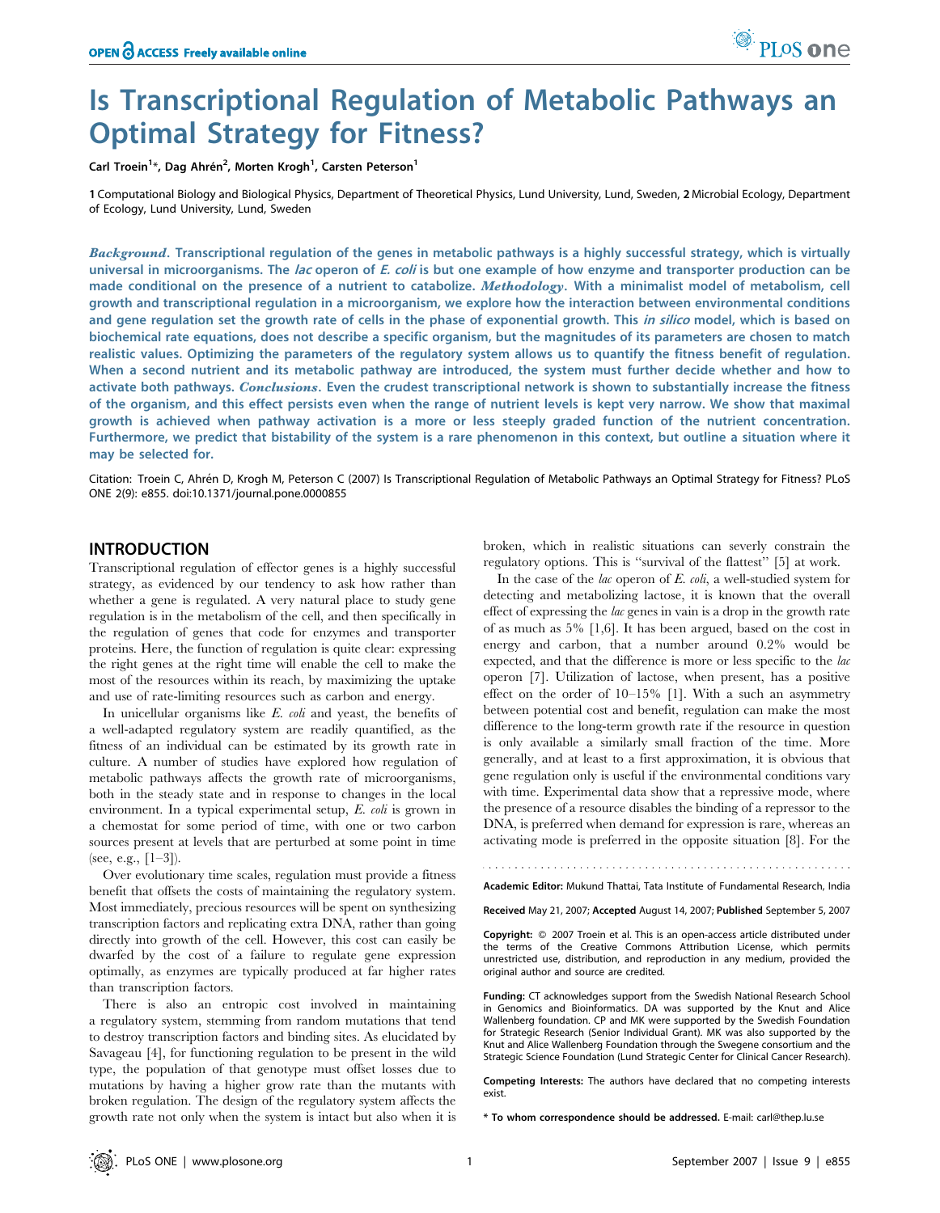# Is Transcriptional Regulation of Metabolic Pathways an Optimal Strategy for Fitness?

Carl Troein[1]*, Dag Ahrén[2], Morten Krogh[1], Carsten Peterson[1]

**1** Computational Biology and Biological Physics, Department of Theoretical Physics, Lund University, Lund, Sweden, **2** Microbial Ecology, Department of Ecology, Lund University, Lund, Sweden

***Background.*** **Transcriptional regulation of the genes in metabolic pathways is a highly successful strategy, which is virtually universal in microorganisms. The *lac* operon of *E. coli* is but one example of how enzyme and transporter production can be made conditional on the presence of a nutrient to catabolize.** ***Methodology.*** **With a minimalist model of metabolism, cell growth and transcriptional regulation in a microorganism, we explore how the interaction between environmental conditions and gene regulation set the growth rate of cells in the phase of exponential growth. This *in silico* model, which is based on biochemical rate equations, does not describe a specific organism, but the magnitudes of its parameters are chosen to match realistic values. Optimizing the parameters of the regulatory system allows us to quantify the fitness benefit of regulation. When a second nutrient and its metabolic pathway are introduced, the system must further decide whether and how to activate both pathways.** ***Conclusions.*** **Even the crudest transcriptional network is shown to substantially increase the fitness of the organism, and this effect persists even when the range of nutrient levels is kept very narrow. We show that maximal growth is achieved when pathway activation is a more or less steeply graded function of the nutrient concentration. Furthermore, we predict that bistability of the system is a rare phenomenon in this context, but outline a situation where it may be selected for.**

Citation: Troein C, Ahrén D, Krogh M, Peterson C (2007) Is Transcriptional Regulation of Metabolic Pathways an Optimal Strategy for Fitness? PLoS ONE 2(9): e855. doi:10.1371/journal.pone.0000855

## INTRODUCTION

Transcriptional regulation of effector genes is a highly successful strategy, as evidenced by our tendency to ask how rather than whether a gene is regulated. A very natural place to study gene regulation is in the metabolism of the cell, and then specifically in the regulation of genes that code for enzymes and transporter proteins. Here, the function of regulation is quite clear: expressing the right genes at the right time will enable the cell to make the most of the resources within its reach, by maximizing the uptake and use of rate-limiting resources such as carbon and energy.

In unicellular organisms like *E. coli* and yeast, the benefits of a well-adapted regulatory system are readily quantified, as the fitness of an individual can be estimated by its growth rate in culture. A number of studies have explored how regulation of metabolic pathways affects the growth rate of microorganisms, both in the steady state and in response to changes in the local environment. In a typical experimental setup, *E. coli* is grown in a chemostat for some period of time, with one or two carbon sources present at levels that are perturbed at some point in time (see, e.g., [1–3]).

Over evolutionary time scales, regulation must provide a fitness benefit that offsets the costs of maintaining the regulatory system. Most immediately, precious resources will be spent on synthesizing transcription factors and replicating extra DNA, rather than going directly into growth of the cell. However, this cost can easily be dwarfed by the cost of a failure to regulate gene expression optimally, as enzymes are typically produced at far higher rates than transcription factors.

There is also an entropic cost involved in maintaining a regulatory system, stemming from random mutations that tend to destroy transcription factors and binding sites. As elucidated by Savageau [4], for functioning regulation to be present in the wild type, the population of that genotype must offset losses due to mutations by having a higher grow rate than the mutants with broken regulation. The design of the regulatory system affects the growth rate not only when the system is intact but also when it is broken, which in realistic situations can severely constrain the regulatory options. This is "survival of the flattest" [5] at work.

In the case of the *lac* operon of *E. coli*, a well-studied system for detecting and metabolizing lactose, it is known that the overall effect of expressing the *lac* genes in vain is a drop in the growth rate of as much as 5% [1,6]. It has been argued, based on the cost in energy and carbon, that a number around 0.2% would be expected, and that the difference is more or less specific to the *lac* operon [7]. Utilization of lactose, when present, has a positive effect on the order of 10–15% [1]. With a such an asymmetry between potential cost and benefit, regulation can make the most difference to the long-term growth rate if the resource in question is only available a similarly small fraction of the time. More generally, and at least to a first approximation, it is obvious that gene regulation only is useful if the environmental conditions vary with time. Experimental data show that a repressive mode, where the presence of a resource disables the binding of a repressor to the DNA, is preferred when demand for expression is rare, whereas an activating mode is preferred in the opposite situation [8]. For the

**Academic Editor:** Mukund Thattai, Tata Institute of Fundamental Research, India

**Received** May 21, 2007; **Accepted** August 14, 2007; **Published** September 5, 2007

**Copyright:** © 2007 Troein et al. This is an open-access article distributed under the terms of the Creative Commons Attribution License, which permits unrestricted use, distribution, and reproduction in any medium, provided the original author and source are credited.

**Funding:** CT acknowledges support from the Swedish National Research School in Genomics and Bioinformatics. DA was supported by the Knut and Alice Wallenberg foundation. CP and MK were supported by the Swedish Foundation for Strategic Research (Senior Individual Grant). MK was also supported by the Knut and Alice Wallenberg Foundation through the Swegene consortium and the Strategic Science Foundation (Lund Strategic Center for Clinical Cancer Research).

**Competing Interests:** The authors have declared that no competing interests exist.

**\* To whom correspondence should be addressed.** E-mail: carl@thep.lu.se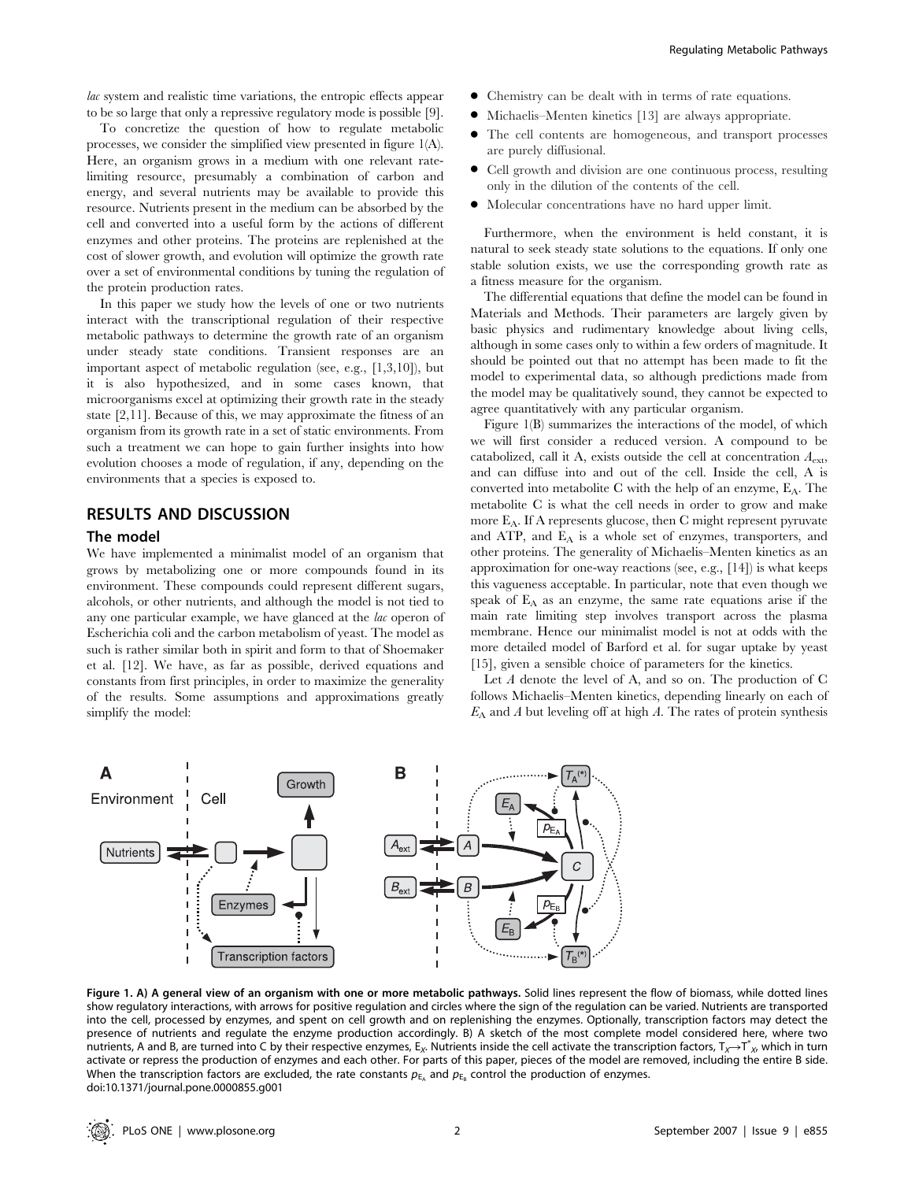*lac* system and realistic time variations, the entropic effects appear to be so large that only a repressive regulatory mode is possible [9].

To concretize the question of how to regulate metabolic processes, we consider the simplified view presented in figure 1(A). Here, an organism grows in a medium with one relevant rate-limiting resource, presumably a combination of carbon and energy, and several nutrients may be available to provide this resource. Nutrients present in the medium can be absorbed by the cell and converted into a useful form by the actions of different enzymes and other proteins. The proteins are replenished at the cost of slower growth, and evolution will optimize the growth rate over a set of environmental conditions by tuning the regulation of the protein production rates.

In this paper we study how the levels of one or two nutrients interact with the transcriptional regulation of their respective metabolic pathways to determine the growth rate of an organism under steady state conditions. Transient responses are an important aspect of metabolic regulation (see, e.g., [1,3,10]), but it is also hypothesized, and in some cases known, that microorganisms excel at optimizing their growth rate in the steady state [2,11]. Because of this, we may approximate the fitness of an organism from its growth rate in a set of static environments. From such a treatment we can hope to gain further insights into how evolution chooses a mode of regulation, if any, depending on the environments that a species is exposed to.

## RESULTS AND DISCUSSION

### The model

We have implemented a minimalist model of an organism that grows by metabolizing one or more compounds found in its environment. These compounds could represent different sugars, alcohols, or other nutrients, and although the model is not tied to any one particular example, we have glanced at the *lac* operon of Escherichia coli and the carbon metabolism of yeast. The model as such is rather similar both in spirit and form to that of Shoemaker et al. [12]. We have, as far as possible, derived equations and constants from first principles, in order to maximize the generality of the results. Some assumptions and approximations greatly simplify the model:

- Chemistry can be dealt with in terms of rate equations.
- Michaelis–Menten kinetics [13] are always appropriate.
- The cell contents are homogeneous, and transport processes are purely diffusional.
- Cell growth and division are one continuous process, resulting only in the dilution of the contents of the cell.
- Molecular concentrations have no hard upper limit.

Furthermore, when the environment is held constant, it is natural to seek steady state solutions to the equations. If only one stable solution exists, we use the corresponding growth rate as a fitness measure for the organism.

The differential equations that define the model can be found in Materials and Methods. Their parameters are largely given by basic physics and rudimentary knowledge about living cells, although in some cases only to within a few orders of magnitude. It should be pointed out that no attempt has been made to fit the model to experimental data, so although predictions made from the model may be qualitatively sound, they cannot be expected to agree quantitatively with any particular organism.

Figure 1(B) summarizes the interactions of the model, of which we will first consider a reduced version. A compound to be catabolized, call it A, exists outside the cell at concentration $A_{ext}$, and can diffuse into and out of the cell. Inside the cell, A is converted into metabolite C with the help of an enzyme, $E_A$. The metabolite C is what the cell needs in order to grow and make more $E_A$. If A represents glucose, then C might represent pyruvate and ATP, and $E_A$ is a whole set of enzymes, transporters, and other proteins. The generality of Michaelis–Menten kinetics as an approximation for one-way reactions (see, e.g., [14]) is what keeps this vagueness acceptable. In particular, note that even though we speak of $E_A$ as an enzyme, the same rate equations arise if the main rate limiting step involves transport across the plasma membrane. Hence our minimalist model is not at odds with the more detailed model of Barford et al. for sugar uptake by yeast [15], given a sensible choice of parameters for the kinetics.

Let $A$ denote the level of A, and so on. The production of C follows Michaelis–Menten kinetics, depending linearly on each of $E_A$ and $A$ but leveling off at high $A$. The rates of protein synthesis

A
Environment
Cell
Nutrients
Enzymes
Transcription factors
Growth

B
$A_{ext}$
$B_{ext}$
$A$
$B$
$E_A$
$E_B$
$p_{E_A}$
$p_{E_B}$
$C$
$T_A^{(*)}$
$T_B^{(*)}$

**Figure 1. A) A general view of an organism with one or more metabolic pathways.** Solid lines represent the flow of biomass, while dotted lines show regulatory interactions, with arrows for positive regulation and circles where the sign of the regulation can be varied. Nutrients are transported into the cell, processed by enzymes, and spent on cell growth and on replenishing the enzymes. Optionally, transcription factors may detect the presence of nutrients and regulate the enzyme production accordingly. B) A sketch of the most complete model considered here, where two nutrients, A and B, are turned into C by their respective enzymes, $E_X$. Nutrients inside the cell activate the transcription factors, $T_X \rightarrow T^*_X$, which in turn activate or repress the production of enzymes and each other. For parts of this paper, pieces of the model are removed, including the entire B side. When the transcription factors are excluded, the rate constants $p_{E_A}$ and $p_{E_B}$ control the production of enzymes.
doi:10.1371/journal.pone.0000855.g001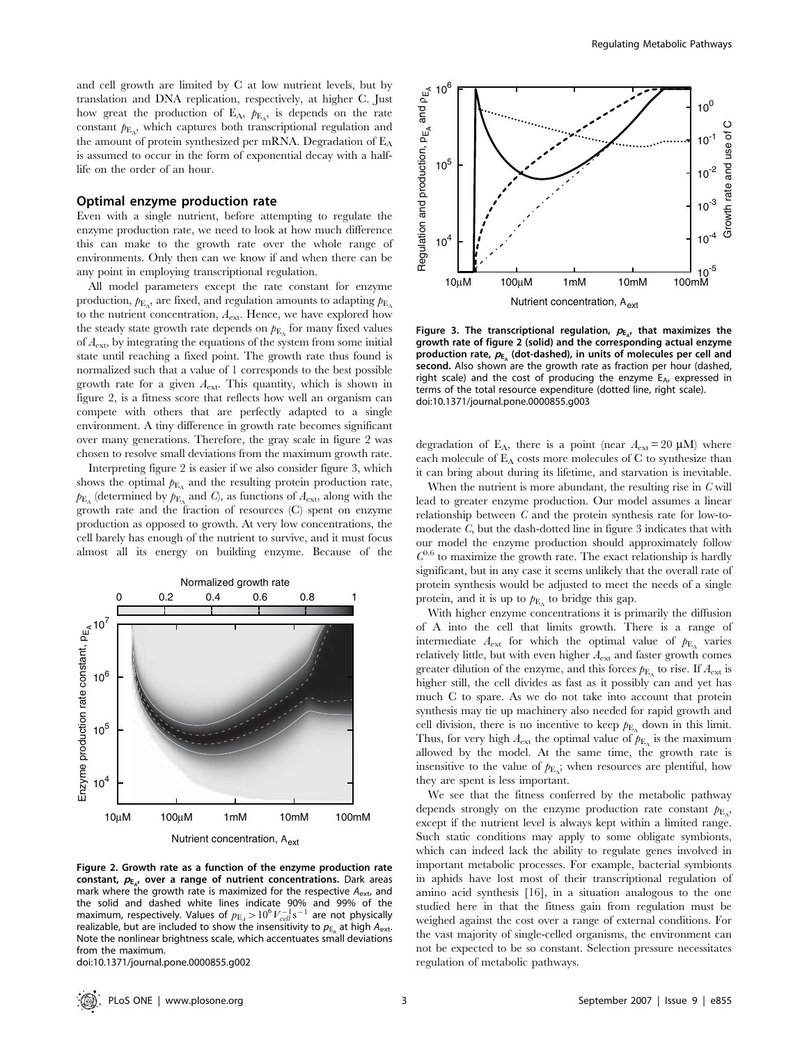and cell growth are limited by C at low nutrient levels, but by translation and DNA replication, respectively, at higher C. Just how great the production of $E_A$, $p_{E_A}$, is depends on the rate constant $\rho_{E_A}$, which captures both transcriptional regulation and the amount of protein synthesized per mRNA. Degradation of $E_A$ is assumed to occur in the form of exponential decay with a half-life on the order of an hour.

## Optimal enzyme production rate

Even with a single nutrient, before attempting to regulate the enzyme production rate, we need to look at how much difference this can make to the growth rate over the whole range of environments. Only then can we know if and when there can be any point in employing transcriptional regulation.

All model parameters except the rate constant for enzyme production, $\rho_{E_A}$, are fixed, and regulation amounts to adapting $\rho_{E_A}$ to the nutrient concentration, $A_{ext}$. Hence, we have explored how the steady state growth rate depends on $\rho_{E_A}$ for many fixed values of $A_{ext}$, by integrating the equations of the system from some initial state until reaching a fixed point. The growth rate thus found is normalized such that a value of 1 corresponds to the best possible growth rate for a given $A_{ext}$. This quantity, which is shown in figure 2, is a fitness score that reflects how well an organism can compete with others that are perfectly adapted to a single environment. A tiny difference in growth rate becomes significant over many generations. Therefore, the gray scale in figure 2 was chosen to resolve small deviations from the maximum growth rate.

Interpreting figure 2 is easier if we also consider figure 3, which shows the optimal $\rho_{E_A}$ and the resulting protein production rate, $p_{E_A}$ (determined by $\rho_{E_A}$ and $C$), as functions of $A_{ext}$, along with the growth rate and the fraction of resources (C) spent on enzyme production as opposed to growth. At very low concentrations, the cell barely has enough of the nutrient to survive, and it must focus almost all its energy on building enzyme. Because of the degradation of $E_A$, there is a point (near $A_{ext} = 20\ \mu M$) where each molecule of $E_A$ costs more molecules of C to synthesize than it can bring about during its lifetime, and starvation is inevitable.

When the nutrient is more abundant, the resulting rise in $C$ will lead to greater enzyme production. Our model assumes a linear relationship between $C$ and the protein synthesis rate for low-to-moderate $C$, but the dash-dotted line in figure 3 indicates that with our model the enzyme production should approximately follow $C^{0.6}$ to maximize the growth rate. The exact relationship is hardly significant, but in any case it seems unlikely that the overall rate of protein synthesis would be adjusted to meet the needs of a single protein, and it is up to $\rho_{E_A}$ to bridge this gap.

With higher enzyme concentrations it is primarily the diffusion of A into the cell that limits growth. There is a range of intermediate $A_{ext}$ for which the optimal value of $\rho_{E_A}$ varies relatively little, but with even higher $A_{ext}$ and faster growth comes greater dilution of the enzyme, and this forces $\rho_{E_A}$ to rise. If $A_{ext}$ is higher still, the cell divides as fast as it possibly can and yet has much C to spare. As we do not take into account that protein synthesis may tie up machinery also needed for rapid growth and cell division, there is no incentive to keep $\rho_{E_A}$ down in this limit. Thus, for very high $A_{ext}$ the optimal value of $\rho_{E_A}$ is the maximum allowed by the model. At the same time, the growth rate is insensitive to the value of $\rho_{E_A}$; when resources are plentiful, how they are spent is less important.

We see that the fitness conferred by the metabolic pathway depends strongly on the enzyme production rate constant $\rho_{E_A}$, except if the nutrient level is always kept within a limited range. Such static conditions may apply to some obligate symbionts, which can indeed lack the ability to regulate genes involved in important metabolic processes. For example, bacterial symbionts in aphids have lost most of their transcriptional regulation of amino acid synthesis [16], in a situation analogous to the one studied here in that the fitness gain from regulation must be weighed against the cost over a range of external conditions. For the vast majority of single-celled organisms, the environment can not be expected to be so constant. Selection pressure necessitates regulation of metabolic pathways.

Normalized growth rate
0 0.2 0.4 0.6 0.8 1
Enzyme production rate constant, $\rho_{E_A}$
$10^7$ $10^6$ $10^5$ $10^4$
10μM 100μM 1mM 10mM 100mM
Nutrient concentration, $A_{ext}$

**Figure 2. Growth rate as a function of the enzyme production rate constant, $\rho_{E_A}$, over a range of nutrient concentrations.** Dark areas mark where the growth rate is maximized for the respective $A_{ext}$, and the solid and dashed white lines indicate 90% and 99% of the maximum, respectively. Values of $\rho_{E_A} > 10^6 V_{cell}^{-1} s^{-1}$ are not physically realizable, but are included to show the insensitivity to $\rho_{E_A}$ at high $A_{ext}$. Note the nonlinear brightness scale, which accentuates small deviations from the maximum.
doi:10.1371/journal.pone.0000855.g002

Regulation and production, $\rho_{E_A}$ and $p_{E_A}$
$10^6$ $10^5$ $10^4$
Growth rate and use of C
$10^0$ $10^{-1}$ $10^{-2}$ $10^{-3}$ $10^{-4}$ $10^{-5}$
10μM 100μM 1mM 10mM 100mM
Nutrient concentration, $A_{ext}$

**Figure 3. The transcriptional regulation, $\rho_{E_A}$, that maximizes the growth rate of figure 2 (solid) and the corresponding actual enzyme production rate, $p_{E_A}$ (dot-dashed), in units of molecules per cell and second.** Also shown are the growth rate as fraction per hour (dashed, right scale) and the cost of producing the enzyme $E_A$, expressed in terms of the total resource expenditure (dotted line, right scale).
doi:10.1371/journal.pone.0000855.g003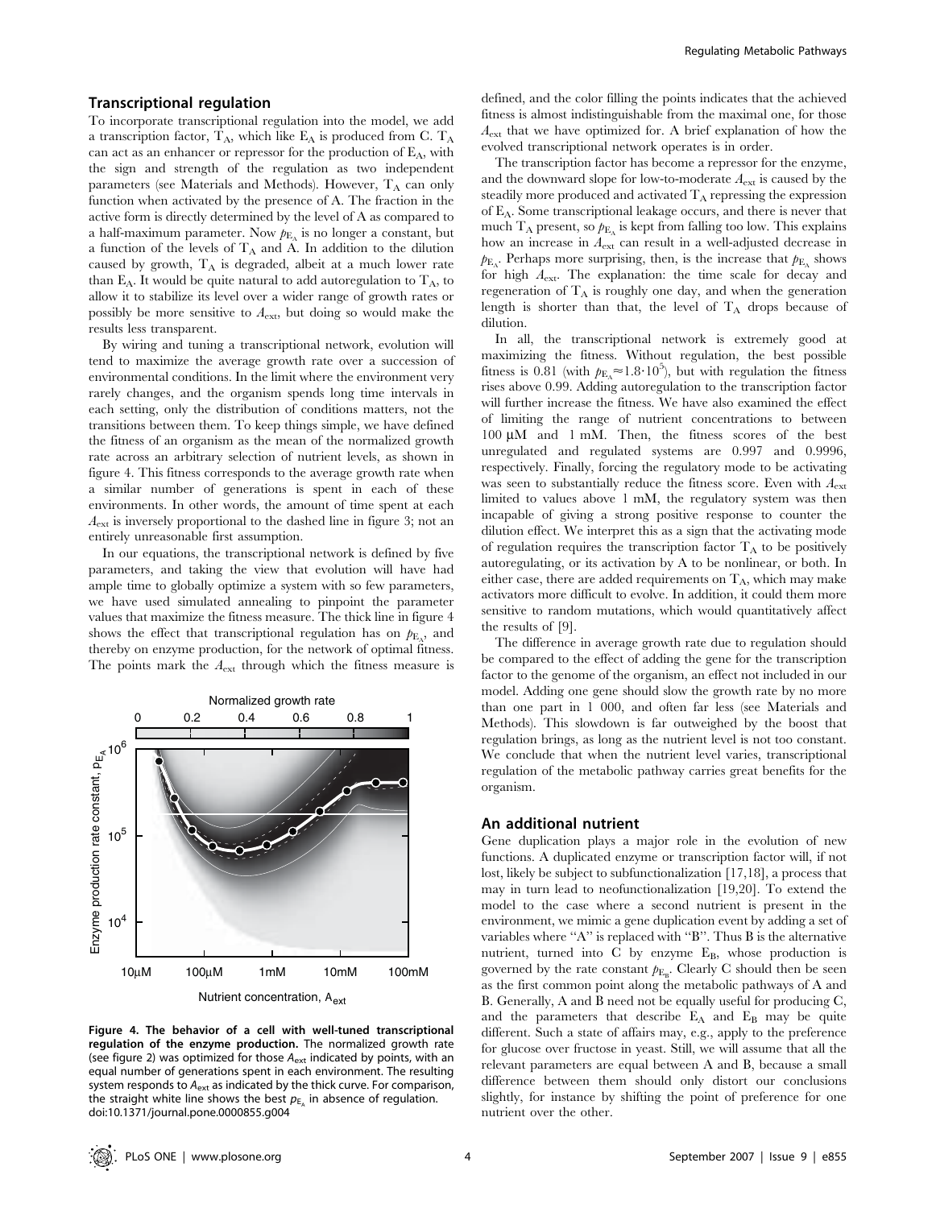### Transcriptional regulation

To incorporate transcriptional regulation into the model, we add a transcription factor, $T_A$, which like $E_A$ is produced from C. $T_A$ can act as an enhancer or repressor for the production of $E_A$, with the sign and strength of the regulation as two independent parameters (see Materials and Methods). However, $T_A$ can only function when activated by the presence of A. The fraction in the active form is directly determined by the level of A as compared to a half-maximum parameter. Now $p_{E_A}$ is no longer a constant, but a function of the levels of $T_A$ and A. In addition to the dilution caused by growth, $T_A$ is degraded, albeit at a much lower rate than $E_A$. It would be quite natural to add autoregulation to $T_A$, to allow it to stabilize its level over a wider range of growth rates or possibly be more sensitive to $A_{ext}$, but doing so would make the results less transparent.

By wiring and tuning a transcriptional network, evolution will tend to maximize the average growth rate over a succession of environmental conditions. In the limit where the environment very rarely changes, and the organism spends long time intervals in each setting, only the distribution of conditions matters, not the transitions between them. To keep things simple, we have defined the fitness of an organism as the mean of the normalized growth rate across an arbitrary selection of nutrient levels, as shown in figure 4. This fitness corresponds to the average growth rate when a similar number of generations is spent in each of these environments. In other words, the amount of time spent at each $A_{ext}$ is inversely proportional to the dashed line in figure 3; not an entirely unreasonable first assumption.

In our equations, the transcriptional network is defined by five parameters, and taking the view that evolution will have had ample time to globally optimize a system with so few parameters, we have used simulated annealing to pinpoint the parameter values that maximize the fitness measure. The thick line in figure 4 shows the effect that transcriptional regulation has on $p_{E_A}$, and thereby on enzyme production, for the network of optimal fitness. The points mark the $A_{ext}$ through which the fitness measure is defined, and the color filling the points indicates that the achieved fitness is almost indistinguishable from the maximal one, for those $A_{ext}$ that we have optimized for. A brief explanation of how the evolved transcriptional network operates is in order.

Normalized growth rate
0 0.2 0.4 0.6 0.8 1
Enzyme production rate constant, $p_{E_A}$
$10^6$
$10^5$
$10^4$
10μM 100μM 1mM 10mM 100mM
Nutrient concentration, $A_{ext}$

**Figure 4. The behavior of a cell with well-tuned transcriptional regulation of the enzyme production.** The normalized growth rate (see figure 2) was optimized for those $A_{ext}$ indicated by points, with an equal number of generations spent in each environment. The resulting system responds to $A_{ext}$ as indicated by the thick curve. For comparison, the straight white line shows the best $p_{E_A}$ in absence of regulation.
doi:10.1371/journal.pone.0000855.g004

The transcription factor has become a repressor for the enzyme, and the downward slope for low-to-moderate $A_{ext}$ is caused by the steadily more produced and activated $T_A$ repressing the expression of $E_A$. Some transcriptional leakage occurs, and there is never that much $T_A$ present, so $p_{E_A}$ is kept from falling too low. This explains how an increase in $A_{ext}$ can result in a well-adjusted decrease in $p_{E_A}$. Perhaps more surprising, then, is the increase that $p_{E_A}$ shows for high $A_{ext}$. The explanation: the time scale for decay and regeneration of $T_A$ is roughly one day, and when the generation length is shorter than that, the level of $T_A$ drops because of dilution.

In all, the transcriptional network is extremely good at maximizing the fitness. Without regulation, the best possible fitness is 0.81 (with $p_{E_A} \approx 1.8 \cdot 10^5$), but with regulation the fitness rises above 0.99. Adding autoregulation to the transcription factor will further increase the fitness. We have also examined the effect of limiting the range of nutrient concentrations to between 100 μM and 1 mM. Then, the fitness scores of the best unregulated and regulated systems are 0.997 and 0.9996, respectively. Finally, forcing the regulatory mode to be activating was seen to substantially reduce the fitness score. Even with $A_{ext}$ limited to values above 1 mM, the regulatory system was then incapable of giving a strong positive response to counter the dilution effect. We interpret this as a sign that the activating mode of regulation requires the transcription factor $T_A$ to be positively autoregulating, or its activation by A to be nonlinear, or both. In either case, there are added requirements on $T_A$, which may make activators more difficult to evolve. In addition, it could them more sensitive to random mutations, which would quantitatively affect the results of [9].

The difference in average growth rate due to regulation should be compared to the effect of adding the gene for the transcription factor to the genome of the organism, an effect not included in our model. Adding one gene should slow the growth rate by no more than one part in 1 000, and often far less (see Materials and Methods). This slowdown is far outweighed by the boost that regulation brings, as long as the nutrient level is not too constant. We conclude that when the nutrient level varies, transcriptional regulation of the metabolic pathway carries great benefits for the organism.

### An additional nutrient

Gene duplication plays a major role in the evolution of new functions. A duplicated enzyme or transcription factor will, if not lost, likely be subject to subfunctionalization [17,18], a process that may in turn lead to neofunctionalization [19,20]. To extend the model to the case where a second nutrient is present in the environment, we mimic a gene duplication event by adding a set of variables where "A" is replaced with "B". Thus B is the alternative nutrient, turned into C by enzyme $E_B$, whose production is governed by the rate constant $p_{E_B}$. Clearly C should then be seen as the first common point along the metabolic pathways of A and B. Generally, A and B need not be equally useful for producing C, and the parameters that describe $E_A$ and $E_B$ may be quite different. Such a state of affairs may, e.g., apply to the preference for glucose over fructose in yeast. Still, we will assume that all the relevant parameters are equal between A and B, because a small difference between them should only distort our conclusions slightly, for instance by shifting the point of preference for one nutrient over the other.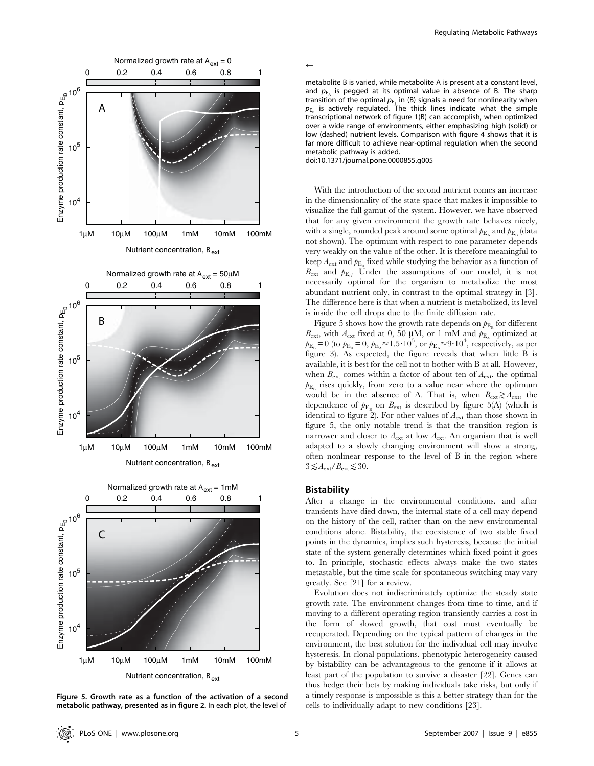Normalized growth rate at $A_{ext} = 0$

0 0.2 0.4 0.6 0.8 1

A

Enzyme production rate constant, $p_{E_B}$

$10^6$ $10^5$ $10^4$

1μM 10μM 100μM 1mM 10mM 100mM

Nutrient concentration, $B_{ext}$

Normalized growth rate at $A_{ext} = 50\mu M$

0 0.2 0.4 0.6 0.8 1

B

Enzyme production rate constant, $p_{E_B}$

$10^6$ $10^5$ $10^4$

1μM 10μM 100μM 1mM 10mM 100mM

Nutrient concentration, $B_{ext}$

Normalized growth rate at $A_{ext} = 1mM$

0 0.2 0.4 0.6 0.8 1

C

Enzyme production rate constant, $p_{E_B}$

$10^6$ $10^5$ $10^4$

1μM 10μM 100μM 1mM 10mM 100mM

Nutrient concentration, $B_{ext}$

**Figure 5. Growth rate as a function of the activation of a second metabolic pathway, presented as in figure 2.** In each plot, the level of metabolite B is varied, while metabolite A is present at a constant level, and $p_{E_A}$ is pegged at its optimal value in absence of B. The sharp transition of the optimal $p_{E_B}$ in (B) signals a need for nonlinearity when $p_{E_B}$ is actively regulated. The thick lines indicate what the simple transcriptional network of figure 1(B) can accomplish, when optimized over a wide range of environments, either emphasizing high (solid) or low (dashed) nutrient levels. Comparison with figure 4 shows that it is far more difficult to achieve near-optimal regulation when the second metabolic pathway is added.

doi:10.1371/journal.pone.0000855.g005

With the introduction of the second nutrient comes an increase in the dimensionality of the state space that makes it impossible to visualize the full gamut of the system. However, we have observed that for any given environment the growth rate behaves nicely, with a single, rounded peak around some optimal $p_{E_A}$ and $p_{E_B}$ (data not shown). The optimum with respect to one parameter depends very weakly on the value of the other. It is therefore meaningful to keep $A_{ext}$ and $p_{E_A}$ fixed while studying the behavior as a function of $B_{ext}$ and $p_{E_B}$. Under the assumptions of our model, it is not necessarily optimal for the organism to metabolize the most abundant nutrient only, in contrast to the optimal strategy in [3]. The difference here is that when a nutrient is metabolized, its level is inside the cell drops due to the finite diffusion rate.

Figure 5 shows how the growth rate depends on $p_{E_B}$ for different $B_{ext}$, with $A_{ext}$ fixed at 0, 50 μM, or 1 mM and $p_{E_A}$ optimized at $p_{E_B} = 0$ (to $p_{E_A} = 0$, $p_{E_A} \approx 1.5 \cdot 10^5$, or $p_{E_A} \approx 9 \cdot 10^4$, respectively, as per figure 3). As expected, the figure reveals that when little B is available, it is best for the cell not to bother with B at all. However, when $B_{ext}$ comes within a factor of about ten of $A_{ext}$, the optimal $p_{E_B}$ rises quickly, from zero to a value near where the optimum would be in the absence of A. That is, when $B_{ext} \gtrsim A_{ext}$, the dependence of $p_{E_B}$ on $B_{ext}$ is described by figure 5(A) (which is identical to figure 2). For other values of $A_{ext}$ than those shown in figure 5, the only notable trend is that the transition region is narrower and closer to $A_{ext}$ at low $A_{ext}$. An organism that is well adapted to a slowly changing environment will show a strong, often nonlinear response to the level of B in the region where $3 \lesssim A_{ext}/B_{ext} \lesssim 30$.

## Bistability

After a change in the environmental conditions, and after transients have died down, the internal state of a cell may depend on the history of the cell, rather than on the new environmental conditions alone. Bistability, the coexistence of two stable fixed points in the dynamics, implies such hysteresis, because the initial state of the system generally determines which fixed point it goes to. In principle, stochastic effects always make the two states metastable, but the time scale for spontaneous switching may vary greatly. See [21] for a review.

Evolution does not indiscriminately optimize the steady state growth rate. The environment changes from time to time, and if moving to a different operating region transiently carries a cost in the form of slowed growth, that cost must eventually be recuperated. Depending on the typical pattern of changes in the environment, the best solution for the individual cell may involve hysteresis. In clonal populations, phenotypic heterogeneity caused by bistability can be advantageous to the genome if it allows at least part of the population to survive a disaster [22]. Genes can thus hedge their bets by making individuals take risks, but only if a timely response is impossible is this a better strategy than for the cells to individually adapt to new conditions [23].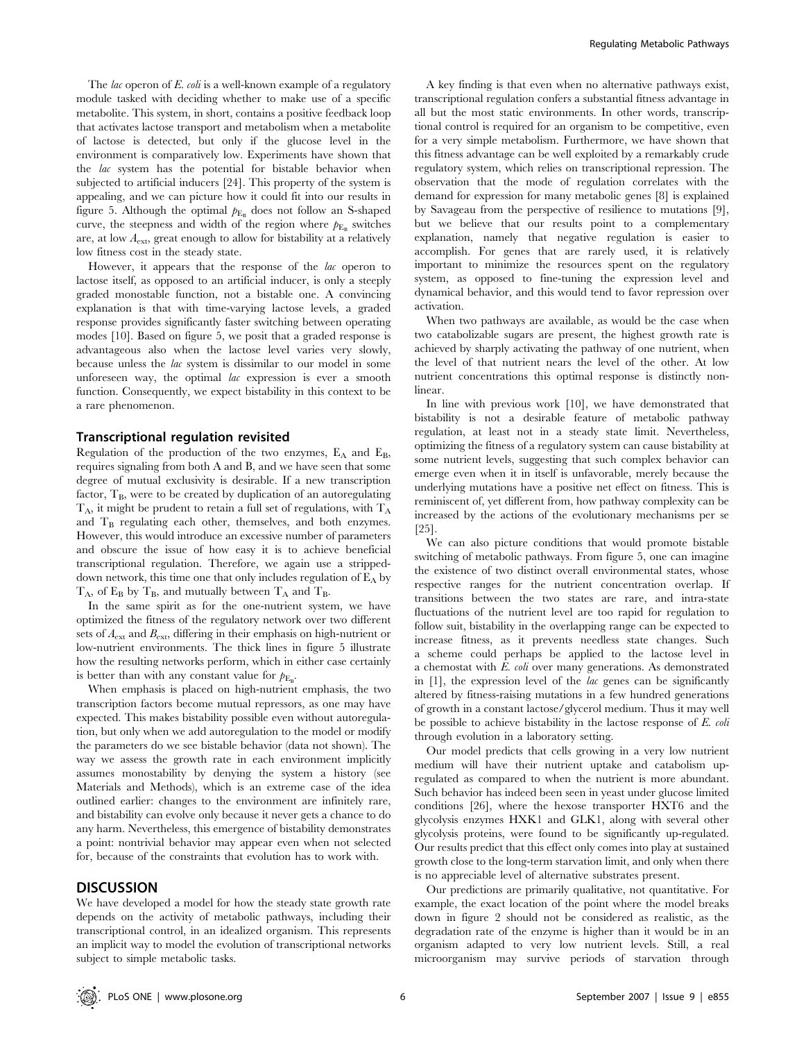The *lac* operon of *E. coli* is a well-known example of a regulatory module tasked with deciding whether to make use of a specific metabolite. This system, in short, contains a positive feedback loop that activates lactose transport and metabolism when a metabolite of lactose is detected, but only if the glucose level in the environment is comparatively low. Experiments have shown that the *lac* system has the potential for bistable behavior when subjected to artificial inducers [24]. This property of the system is appealing, and we can picture how it could fit into our results in figure 5. Although the optimal $p_{E_B}$ does not follow an S-shaped curve, the steepness and width of the region where $p_{E_B}$ switches are, at low $A_{ext}$, great enough to allow for bistability at a relatively low fitness cost in the steady state.

However, it appears that the response of the *lac* operon to lactose itself, as opposed to an artificial inducer, is only a steeply graded monostable function, not a bistable one. A convincing explanation is that with time-varying lactose levels, a graded response provides significantly faster switching between operating modes [10]. Based on figure 5, we posit that a graded response is advantageous also when the lactose level varies very slowly, because unless the *lac* system is dissimilar to our model in some unforeseen way, the optimal *lac* expression is ever a smooth function. Consequently, we expect bistability in this context to be a rare phenomenon.

### Transcriptional regulation revisited

Regulation of the production of the two enzymes, $E_A$ and $E_B$, requires signaling from both A and B, and we have seen that some degree of mutual exclusivity is desirable. If a new transcription factor, $T_B$, were to be created by duplication of an autoregulating $T_A$, it might be prudent to retain a full set of regulations, with $T_A$ and $T_B$ regulating each other, themselves, and both enzymes. However, this would introduce an excessive number of parameters and obscure the issue of how easy it is to achieve beneficial transcriptional regulation. Therefore, we again use a stripped-down network, this time one that only includes regulation of $E_A$ by $T_A$, of $E_B$ by $T_B$, and mutually between $T_A$ and $T_B$.

In the same spirit as for the one-nutrient system, we have optimized the fitness of the regulatory network over two different sets of $A_{ext}$ and $B_{ext}$, differing in their emphasis on high-nutrient or low-nutrient environments. The thick lines in figure 5 illustrate how the resulting networks perform, which in either case certainly is better than with any constant value for $p_{E_B}$.

When emphasis is placed on high-nutrient emphasis, the two transcription factors become mutual repressors, as one may have expected. This makes bistability possible even without autoregulation, but only when we add autoregulation to the model or modify the parameters do we see bistable behavior (data not shown). The way we assess the growth rate in each environment implicitly assumes monostability by denying the system a history (see Materials and Methods), which is an extreme case of the idea outlined earlier: changes to the environment are infinitely rare, and bistability can evolve only because it never gets a chance to do any harm. Nevertheless, this emergence of bistability demonstrates a point: nontrivial behavior may appear even when not selected for, because of the constraints that evolution has to work with.

## DISCUSSION

We have developed a model for how the steady state growth rate depends on the activity of metabolic pathways, including their transcriptional control, in an idealized organism. This represents an implicit way to model the evolution of transcriptional networks subject to simple metabolic tasks.

A key finding is that even when no alternative pathways exist, transcriptional regulation confers a substantial fitness advantage in all but the most static environments. In other words, transcriptional control is required for an organism to be competitive, even for a very simple metabolism. Furthermore, we have shown that this fitness advantage can be well exploited by a remarkably crude regulatory system, which relies on transcriptional repression. The observation that the mode of regulation correlates with the demand for expression for many metabolic genes [8] is explained by Savageau from the perspective of resilience to mutations [9], but we believe that our results point to a complementary explanation, namely that negative regulation is easier to accomplish. For genes that are rarely used, it is relatively important to minimize the resources spent on the regulatory system, as opposed to fine-tuning the expression level and dynamical behavior, and this would tend to favor repression over activation.

When two pathways are available, as would be the case when two catabolizable sugars are present, the highest growth rate is achieved by sharply activating the pathway of one nutrient, when the level of that nutrient nears the level of the other. At low nutrient concentrations this optimal response is distinctly nonlinear.

In line with previous work [10], we have demonstrated that bistability is not a desirable feature of metabolic pathway regulation, at least not in a steady state limit. Nevertheless, optimizing the fitness of a regulatory system can cause bistability at some nutrient levels, suggesting that such complex behavior can emerge even when it in itself is unfavorable, merely because the underlying mutations have a positive net effect on fitness. This is reminiscent of, yet different from, how pathway complexity can be increased by the actions of the evolutionary mechanisms per se [25].

We can also picture conditions that would promote bistable switching of metabolic pathways. From figure 5, one can imagine the existence of two distinct overall environmental states, whose respective ranges for the nutrient concentration overlap. If transitions between the two states are rare, and intra-state fluctuations of the nutrient level are too rapid for regulation to follow suit, bistability in the overlapping range can be expected to increase fitness, as it prevents needless state changes. Such a scheme could perhaps be applied to the lactose level in a chemostat with *E. coli* over many generations. As demonstrated in [1], the expression level of the *lac* genes can be significantly altered by fitness-raising mutations in a few hundred generations of growth in a constant lactose/glycerol medium. Thus it may well be possible to achieve bistability in the lactose response of *E. coli* through evolution in a laboratory setting.

Our model predicts that cells growing in a very low nutrient medium will have their nutrient uptake and catabolism up-regulated as compared to when the nutrient is more abundant. Such behavior has indeed been seen in yeast under glucose limited conditions [26], where the hexose transporter HXT6 and the glycolysis enzymes HXK1 and GLK1, along with several other glycolysis proteins, were found to be significantly up-regulated. Our results predict that this effect only comes into play at sustained growth close to the long-term starvation limit, and only when there is no appreciable level of alternative substrates present.

Our predictions are primarily qualitative, not quantitative. For example, the exact location of the point where the model breaks down in figure 2 should not be considered as realistic, as the degradation rate of the enzyme is higher than it would be in an organism adapted to very low nutrient levels. Still, a real microorganism may survive periods of starvation through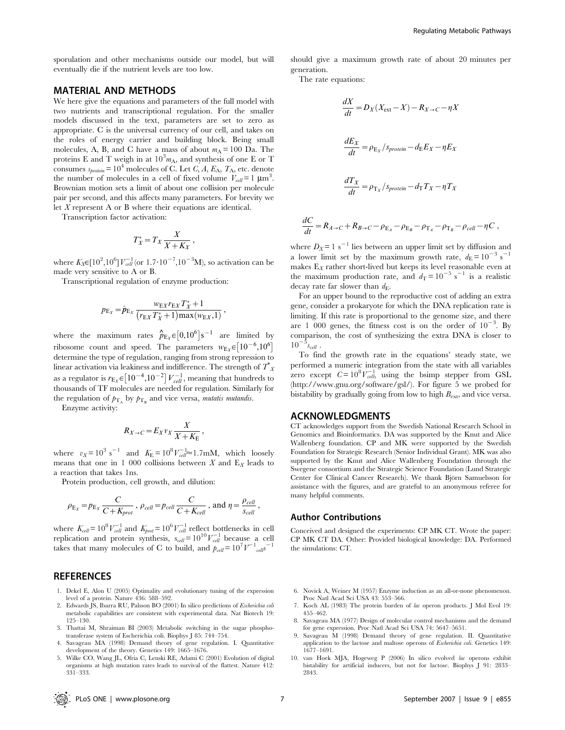sporulation and other mechanisms outside our model, but will eventually die if the nutrient levels are too low.

## MATERIAL AND METHODS

We here give the equations and parameters of the full model with two nutrients and transcriptional regulation. For the smaller models discussed in the text, parameters are set to zero as appropriate. C is the universal currency of our cell, and takes on the roles of energy carrier and building block. Being small molecules, A, B, and C have a mass of about $m_A = 100$ Da. The proteins E and T weigh in at $10^3 m_A$, and synthesis of one E or T consumes $s_{protein} = 10^4$ molecules of C. Let $C$, $A$, $E_A$, $T_A$, etc. denote the number of molecules in a cell of fixed volume $V_{cell} = 1\ \mu\text{m}^3$. Brownian motion sets a limit of about one collision per molecule pair per second, and this affects many parameters. For brevity we let $X$ represent A or B where their equations are identical.

Transcription factor activation:

$$T_X^* = T_X \frac{X}{X + K_X},$$

where $K_X \in [10^2, 10^6] V_{cell}^{-1}$ (or $1.7 \cdot 10^{-7}, 10^{-3}$M), so activation can be made very sensitive to A or B.

Transcriptional regulation of enzyme production:

$$p_{E_X} = \hat{p}_{E_X} \frac{w_{EX} r_{EX} T_X^* + 1}{(r_{EX} T_X^* + 1)\max(w_{EX}, 1)},$$

where the maximum rates $\hat{p}_{E_X} \in [0, 10^6]\,\text{s}^{-1}$ are limited by ribosome count and speed. The parameters $w_{E_X} \in [10^{-6}, 10^6]$ determine the type of regulation, ranging from strong repression to linear activation via leakiness and indifference. The strength of $T^*_X$ as a regulator is $r_{E_X} \in [10^{-4}, 10^{-2}]\, V_{cell}^{-1}$, meaning that hundreds to thousands of TF molecules are needed for regulation. Similarly for the regulation of $p_{T_A}$ by $p_{T_B}$ and vice versa, *mutatis mutandis*.

Enzyme activity:

$$R_{X \to C} = E_X v_X \frac{X}{X + K_E},$$

where $v_X = 10^3\ \text{s}^{-1}$ and $K_E = 10^8 V_{cell}^{-1} \approx 1.7$mM, which loosely means that one in 1 000 collisions between $X$ and $E_X$ leads to a reaction that takes 1ns.

Protein production, cell growth, and dilution:

$$\rho_{E_X} = p_{E_X} \frac{C}{C + K_{prot}},\ \rho_{cell} = p_{cell} \frac{C}{C + K_{cell}},\ \text{and } \eta = \frac{\rho_{cell}}{s_{cell}},$$

where $K_{cell} = 10^8 V_{cell}^{-1}$ and $K_{prot} = 10^6 V_{cell}^{-1}$ reflect bottlenecks in cell replication and protein synthesis, $s_{cell} = 10^{10} V_{cell}^{-1}$ because a cell takes that many molecules of C to build, and $p_{cell} = 10^7 V^{-1}{}_{cell} s^{-1}$ should give a maximum growth rate of about 20 minutes per generation.

The rate equations:

$$\frac{dX}{dt} = D_X (X_{\text{ext}} - X) - R_{X \to C} - \eta X$$

$$\frac{dE_X}{dt} = \rho_{E_X} / s_{protein} - d_E E_X - \eta E_X$$

$$\frac{dT_X}{dt} = \rho_{T_X} / s_{protein} - d_T T_X - \eta T_X$$

$$\frac{dC}{dt} = R_{A \to C} + R_{B \to C} - \rho_{E_A} - \rho_{E_B} - \rho_{T_A} - \rho_{T_B} - \rho_{cell} - \eta C,$$

where $D_X = 1\ \text{s}^{-1}$ lies between an upper limit set by diffusion and a lower limit set by the maximum growth rate, $d_E = 10^{-3}\ \text{s}^{-1}$ makes $E_X$ rather short-lived but keeps its level reasonable even at the maximum production rate, and $d_T = 10^{-5}\ \text{s}^{-1}$ is a realistic decay rate far slower than $d_E$.

For an upper bound to the reproductive cost of adding an extra gene, consider a prokaryote for which the DNA replication rate is limiting. If this rate is proportional to the genome size, and there are 1 000 genes, the fitness cost is on the order of $10^{-3}$. By comparison, the cost of synthesizing the extra DNA is closer to $10^{-5} s_{cell}$.

To find the growth rate in the equations' steady state, we performed a numeric integration from the state with all variables zero except $C = 10^8 V_{cell}^{-1}$, using the bsimp stepper from GSL (http://www.gnu.org/software/gsl/). For figure 5 we probed for bistability by gradually going from low to high $B_{\text{ext}}$, and vice versa.

## ACKNOWLEDGMENTS

CT acknowledges support from the Swedish National Research School in Genomics and Bioinformatics. DA was supported by the Knut and Alice Wallenberg foundation. CP and MK were supported by the Swedish Foundation for Strategic Research (Senior Individual Grant). MK was also supported by the Knut and Alice Wallenberg Foundation through the Swegene consortium and the Strategic Science Foundation (Lund Strategic Center for Clinical Cancer Research). We thank Björn Samuelsson for assistance with the figures, and are grateful to an anonymous referee for many helpful comments.

### Author Contributions

Conceived and designed the experiments: CP MK CT. Wrote the paper: CP MK CT DA. Other: Provided biological knowledge: DA. Performed the simulations: CT.

## REFERENCES

1. Dekel E, Alon U (2005) Optimality and evolutionary tuning of the expression level of a protein. Nature 436: 588–592.
2. Edwards JS, Ibarra RU, Palsson BO (2001) In silico predictions of *Escherichia coli* metabolic capabilities are consistent with experimental data. Nat Biotech 19: 125–130.
3. Thattai M, Shraiman BI (2003) Metabolic switching in the sugar phosphotransferase system of Escherichia coli. Biophys J 85: 744–754.
4. Savageau MA (1998) Demand theory of gene regulation. I. Quantitative development of the theory. Genetics 149: 1665–1676.
5. Wilke CO, Wang JL, Ofria C, Lenski RE, Adami C (2001) Evolution of digital organisms at high mutation rates leads to survival of the flattest. Nature 412: 331–333.
6. Novick A, Weiner M (1957) Enzyme induction as an all-or-none phenomenon. Proc Natl Acad Sci USA 43: 553–566.
7. Koch AL (1983) The protein burden of *lac* operon products. J Mol Evol 19: 455–462.
8. Savageau MA (1977) Design of molecular control mechanisms and the demand for gene expression. Proc Natl Acad Sci USA 74: 5647–5651.
9. Savageau M (1998) Demand theory of gene regulation. II. Quantitative application to the lactose and maltose operons of *Escherichia coli*. Genetics 149: 1677–1691.
10. van Hoek MJA, Hogeweg P (2006) In silico evolved *lac* operons exhibit bistability for artificial inducers, but not for lactose. Biophys J 91: 2833–2843.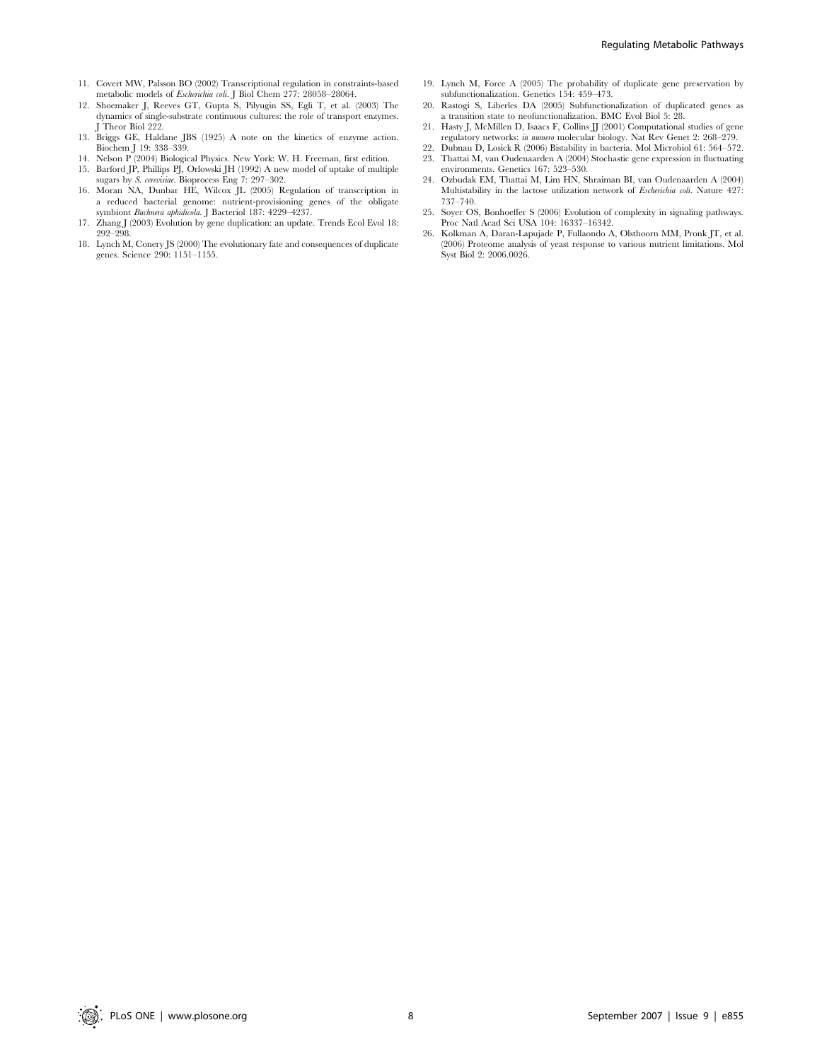11. Covert MW, Palsson BO (2002) Transcriptional regulation in constraints-based metabolic models of *Escherichia coli*. J Biol Chem 277: 28058–28064.
12. Shoemaker J, Reeves GT, Gupta S, Pilyugin SS, Egli T, et al. (2003) The dynamics of single-substrate continuous cultures: the role of transport enzymes. J Theor Biol 222.
13. Briggs GE, Haldane JBS (1925) A note on the kinetics of enzyme action. Biochem J 19: 338–339.
14. Nelson P (2004) Biological Physics. New York: W. H. Freeman, first edition.
15. Barford JP, Phillips PJ, Orlowski JH (1992) A new model of uptake of multiple sugars by *S. cerevisiae*. Bioprocess Eng 7: 297–302.
16. Moran NA, Dunbar HE, Wilcox JL (2005) Regulation of transcription in a reduced bacterial genome: nutrient-provisioning genes of the obligate symbiont *Buchnera aphidicola*. J Bacteriol 187: 4229–4237.
17. Zhang J (2003) Evolution by gene duplication: an update. Trends Ecol Evol 18: 292–298.
18. Lynch M, Conery JS (2000) The evolutionary fate and consequences of duplicate genes. Science 290: 1151–1155.
19. Lynch M, Force A (2005) The probability of duplicate gene preservation by subfunctionalization. Genetics 154: 459–473.
20. Rastogi S, Liberles DA (2005) Subfunctionalization of duplicated genes as a transition state to neofunctionalization. BMC Evol Biol 5: 28.
21. Hasty J, McMillen D, Isaacs F, Collins JJ (2001) Computational studies of gene regulatory networks: *in numero* molecular biology. Nat Rev Genet 2: 268–279.
22. Dubnau D, Losick R (2006) Bistability in bacteria. Mol Microbiol 61: 564–572.
23. Thattai M, van Oudenaarden A (2004) Stochastic gene expression in fluctuating environments. Genetics 167: 523–530.
24. Ozbudak EM, Thattai M, Lim HN, Shraiman BI, van Oudenaarden A (2004) Multistability in the lactose utilization network of *Escherichia coli*. Nature 427: 737–740.
25. Soyer OS, Bonhoeffer S (2006) Evolution of complexity in signaling pathways. Proc Natl Acad Sci USA 104: 16337–16342.
26. Kolkman A, Daran-Lapujade P, Fullaondo A, Olsthoorn MM, Pronk JT, et al. (2006) Proteome analysis of yeast response to various nutrient limitations. Mol Syst Biol 2: 2006.0026.